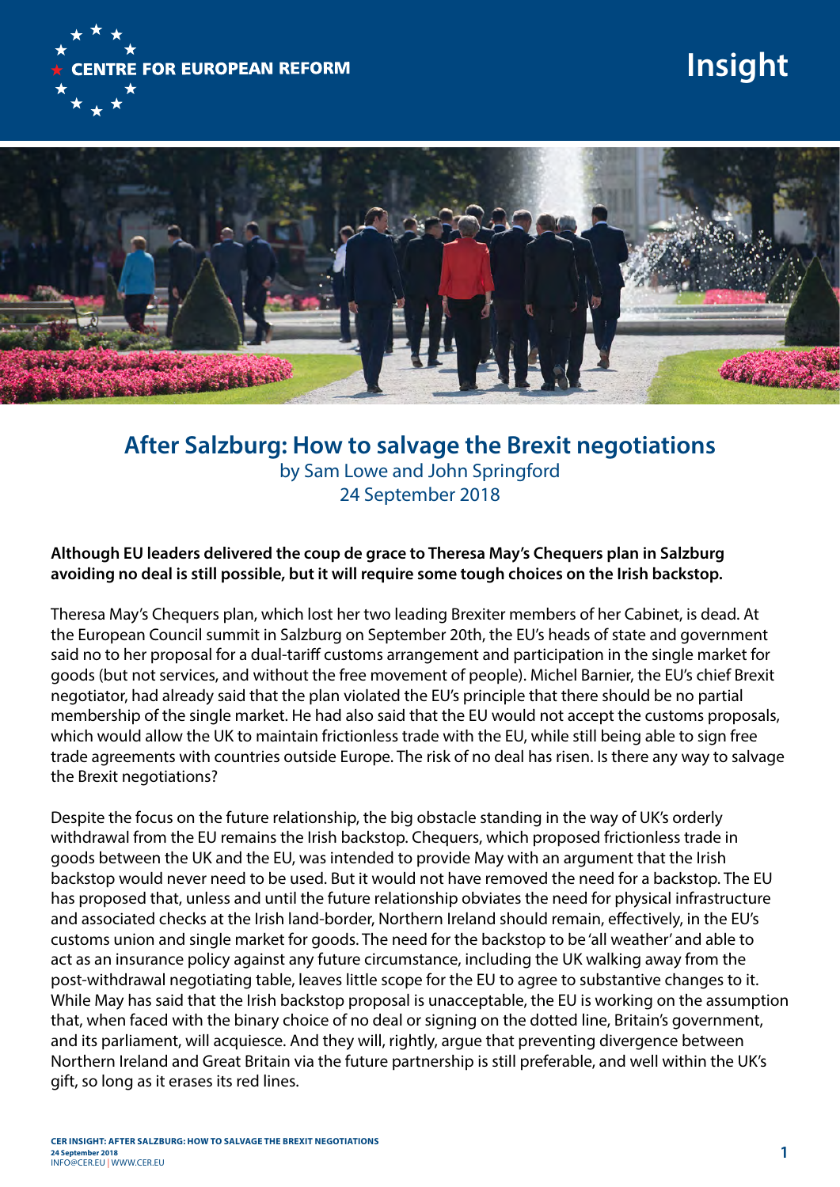CENTRE FOR EUROPEAN REFORM

Insight

# After Salzburg: How to salvage the Brexit negotiations

by Sam Lowe and John Springford

24 September 2018

**Although EU leaders delivered the coup de grace to Theresa May's Chequers plan in Salzburg avoiding no deal is still possible, but it will require some tough choices on the Irish backstop.**

Theresa May's Chequers plan, which lost her two leading Brexiter members of her Cabinet, is dead. At the European Council summit in Salzburg on September 20th, the EU's heads of state and government said no to her proposal for a dual-tariff customs arrangement and participation in the single market for goods (but not services, and without the free movement of people). Michel Barnier, the EU's chief Brexit negotiator, had already said that the plan violated the EU's principle that there should be no partial membership of the single market. He had also said that the EU would not accept the customs proposals, which would allow the UK to maintain frictionless trade with the EU, while still being able to sign free trade agreements with countries outside Europe. The risk of no deal has risen. Is there any way to salvage the Brexit negotiations?

Despite the focus on the future relationship, the big obstacle standing in the way of UK's orderly withdrawal from the EU remains the Irish backstop. Chequers, which proposed frictionless trade in goods between the UK and the EU, was intended to provide May with an argument that the Irish backstop would never need to be used. But it would not have removed the need for a backstop. The EU has proposed that, unless and until the future relationship obviates the need for physical infrastructure and associated checks at the Irish land-border, Northern Ireland should remain, effectively, in the EU's customs union and single market for goods. The need for the backstop to be 'all weather' and able to act as an insurance policy against any future circumstance, including the UK walking away from the post-withdrawal negotiating table, leaves little scope for the EU to agree to substantive changes to it. While May has said that the Irish backstop proposal is unacceptable, the EU is working on the assumption that, when faced with the binary choice of no deal or signing on the dotted line, Britain's government, and its parliament, will acquiesce. And they will, rightly, argue that preventing divergence between Northern Ireland and Great Britain via the future partnership is still preferable, and well within the UK's gift, so long as it erases its red lines.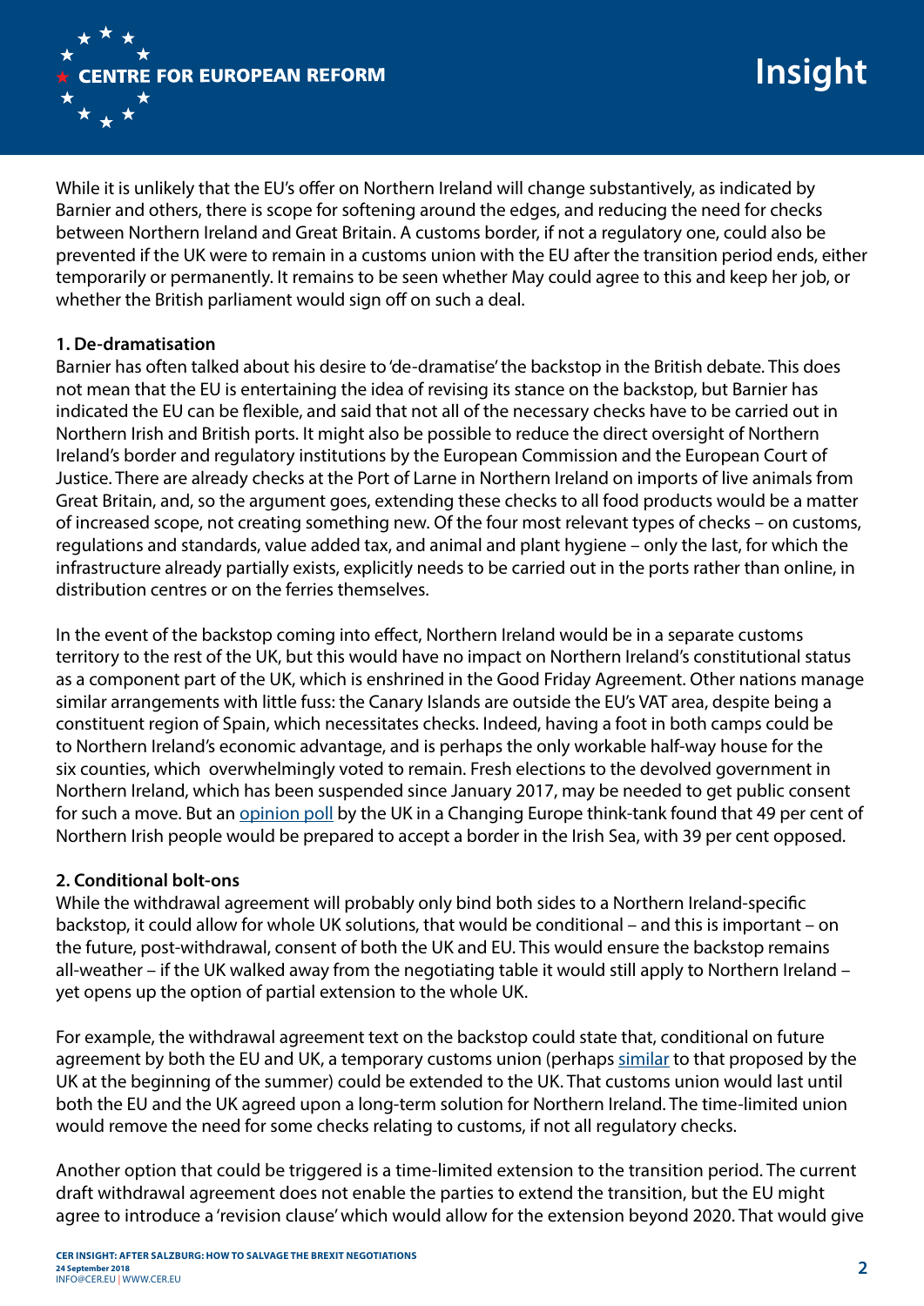While it is unlikely that the EU's offer on Northern Ireland will change substantively, as indicated by Barnier and others, there is scope for softening around the edges, and reducing the need for checks between Northern Ireland and Great Britain. A customs border, if not a regulatory one, could also be prevented if the UK were to remain in a customs union with the EU after the transition period ends, either temporarily or permanently. It remains to be seen whether May could agree to this and keep her job, or whether the British parliament would sign off on such a deal.

**1. De-dramatisation**

Barnier has often talked about his desire to 'de-dramatise' the backstop in the British debate. This does not mean that the EU is entertaining the idea of revising its stance on the backstop, but Barnier has indicated the EU can be flexible, and said that not all of the necessary checks have to be carried out in Northern Irish and British ports. It might also be possible to reduce the direct oversight of Northern Ireland's border and regulatory institutions by the European Commission and the European Court of Justice. There are already checks at the Port of Larne in Northern Ireland on imports of live animals from Great Britain, and, so the argument goes, extending these checks to all food products would be a matter of increased scope, not creating something new. Of the four most relevant types of checks – on customs, regulations and standards, value added tax, and animal and plant hygiene – only the last, for which the infrastructure already partially exists, explicitly needs to be carried out in the ports rather than online, in distribution centres or on the ferries themselves.

In the event of the backstop coming into effect, Northern Ireland would be in a separate customs territory to the rest of the UK, but this would have no impact on Northern Ireland's constitutional status as a component part of the UK, which is enshrined in the Good Friday Agreement. Other nations manage similar arrangements with little fuss: the Canary Islands are outside the EU's VAT area, despite being a constituent region of Spain, which necessitates checks. Indeed, having a foot in both camps could be to Northern Ireland's economic advantage, and is perhaps the only workable half-way house for the six counties, which overwhelmingly voted to remain. Fresh elections to the devolved government in Northern Ireland, which has been suspended since January 2017, may be needed to get public consent for such a move. But an opinion poll by the UK in a Changing Europe think-tank found that 49 per cent of Northern Irish people would be prepared to accept a border in the Irish Sea, with 39 per cent opposed.

**2. Conditional bolt-ons**

While the withdrawal agreement will probably only bind both sides to a Northern Ireland-specific backstop, it could allow for whole UK solutions, that would be conditional – and this is important – on the future, post-withdrawal, consent of both the UK and EU. This would ensure the backstop remains all-weather – if the UK walked away from the negotiating table it would still apply to Northern Ireland – yet opens up the option of partial extension to the whole UK.

For example, the withdrawal agreement text on the backstop could state that, conditional on future agreement by both the EU and UK, a temporary customs union (perhaps similar to that proposed by the UK at the beginning of the summer) could be extended to the UK. That customs union would last until both the EU and the UK agreed upon a long-term solution for Northern Ireland. The time-limited union would remove the need for some checks relating to customs, if not all regulatory checks.

Another option that could be triggered is a time-limited extension to the transition period. The current draft withdrawal agreement does not enable the parties to extend the transition, but the EU might agree to introduce a 'revision clause' which would allow for the extension beyond 2020. That would give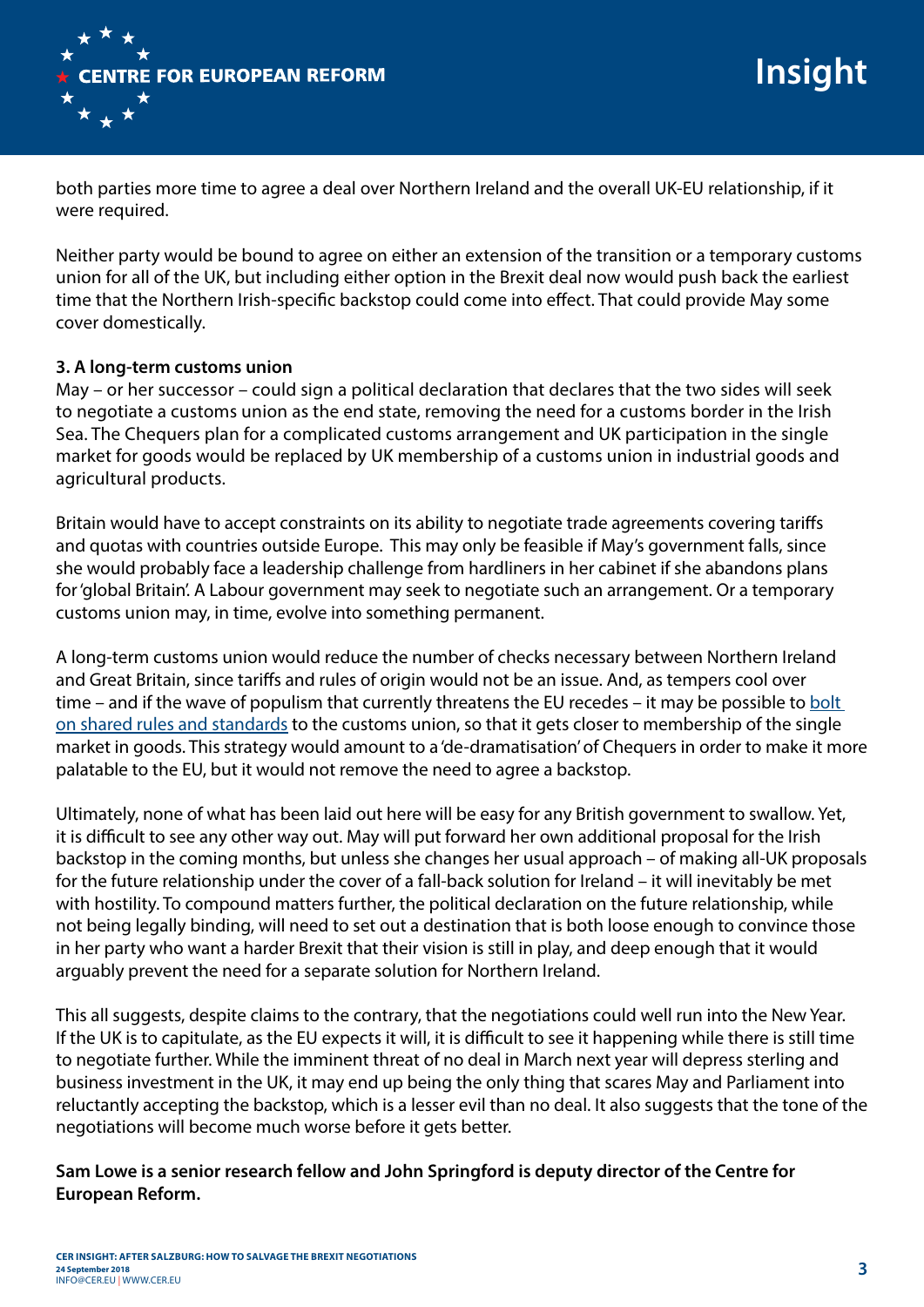both parties more time to agree a deal over Northern Ireland and the overall UK-EU relationship, if it were required.

Neither party would be bound to agree on either an extension of the transition or a temporary customs union for all of the UK, but including either option in the Brexit deal now would push back the earliest time that the Northern Irish-specific backstop could come into effect. That could provide May some cover domestically.

**3. A long-term customs union**

May – or her successor – could sign a political declaration that declares that the two sides will seek to negotiate a customs union as the end state, removing the need for a customs border in the Irish Sea. The Chequers plan for a complicated customs arrangement and UK participation in the single market for goods would be replaced by UK membership of a customs union in industrial goods and agricultural products.

Britain would have to accept constraints on its ability to negotiate trade agreements covering tariffs and quotas with countries outside Europe. This may only be feasible if May's government falls, since she would probably face a leadership challenge from hardliners in her cabinet if she abandons plans for 'global Britain'. A Labour government may seek to negotiate such an arrangement. Or a temporary customs union may, in time, evolve into something permanent.

A long-term customs union would reduce the number of checks necessary between Northern Ireland and Great Britain, since tariffs and rules of origin would not be an issue. And, as tempers cool over time – and if the wave of populism that currently threatens the EU recedes – it may be possible to bolt on shared rules and standards to the customs union, so that it gets closer to membership of the single market in goods. This strategy would amount to a 'de-dramatisation' of Chequers in order to make it more palatable to the EU, but it would not remove the need to agree a backstop.

Ultimately, none of what has been laid out here will be easy for any British government to swallow. Yet, it is difficult to see any other way out. May will put forward her own additional proposal for the Irish backstop in the coming months, but unless she changes her usual approach – of making all-UK proposals for the future relationship under the cover of a fall-back solution for Ireland – it will inevitably be met with hostility. To compound matters further, the political declaration on the future relationship, while not being legally binding, will need to set out a destination that is both loose enough to convince those in her party who want a harder Brexit that their vision is still in play, and deep enough that it would arguably prevent the need for a separate solution for Northern Ireland.

This all suggests, despite claims to the contrary, that the negotiations could well run into the New Year. If the UK is to capitulate, as the EU expects it will, it is difficult to see it happening while there is still time to negotiate further. While the imminent threat of no deal in March next year will depress sterling and business investment in the UK, it may end up being the only thing that scares May and Parliament into reluctantly accepting the backstop, which is a lesser evil than no deal. It also suggests that the tone of the negotiations will become much worse before it gets better.

**Sam Lowe is a senior research fellow and John Springford is deputy director of the Centre for European Reform.**